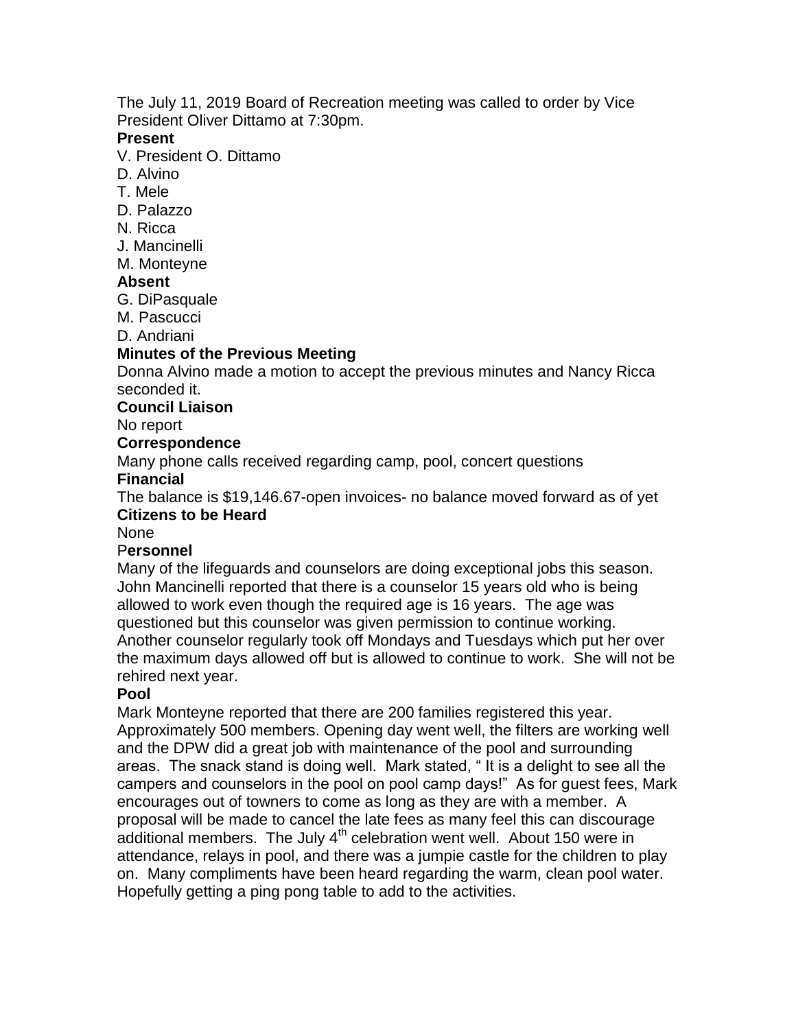The July 11, 2019 Board of Recreation meeting was called to order by Vice President Oliver Dittamo at 7:30pm.

**Present**

V. President O. Dittamo
D. Alvino
T. Mele
D. Palazzo
N. Ricca
J. Mancinelli
M. Monteyne

**Absent**

G. DiPasquale
M. Pascucci
D. Andriani

**Minutes of the Previous Meeting**

Donna Alvino made a motion to accept the previous minutes and Nancy Ricca seconded it.

**Council Liaison**

No report

**Correspondence**

Many phone calls received regarding camp, pool, concert questions

**Financial**

The balance is $19,146.67-open invoices- no balance moved forward as of yet

**Citizens to be Heard**

None

P**ersonnel**

Many of the lifeguards and counselors are doing exceptional jobs this season. John Mancinelli reported that there is a counselor 15 years old who is being allowed to work even though the required age is 16 years. The age was questioned but this counselor was given permission to continue working. Another counselor regularly took off Mondays and Tuesdays which put her over the maximum days allowed off but is allowed to continue to work. She will not be rehired next year.

**Pool**

Mark Monteyne reported that there are 200 families registered this year. Approximately 500 members. Opening day went well, the filters are working well and the DPW did a great job with maintenance of the pool and surrounding areas. The snack stand is doing well. Mark stated, " It is a delight to see all the campers and counselors in the pool on pool camp days!" As for guest fees, Mark encourages out of towners to come as long as they are with a member. A proposal will be made to cancel the late fees as many feel this can discourage additional members. The July 4th celebration went well. About 150 were in attendance, relays in pool, and there was a jumpie castle for the children to play on. Many compliments have been heard regarding the warm, clean pool water. Hopefully getting a ping pong table to add to the activities.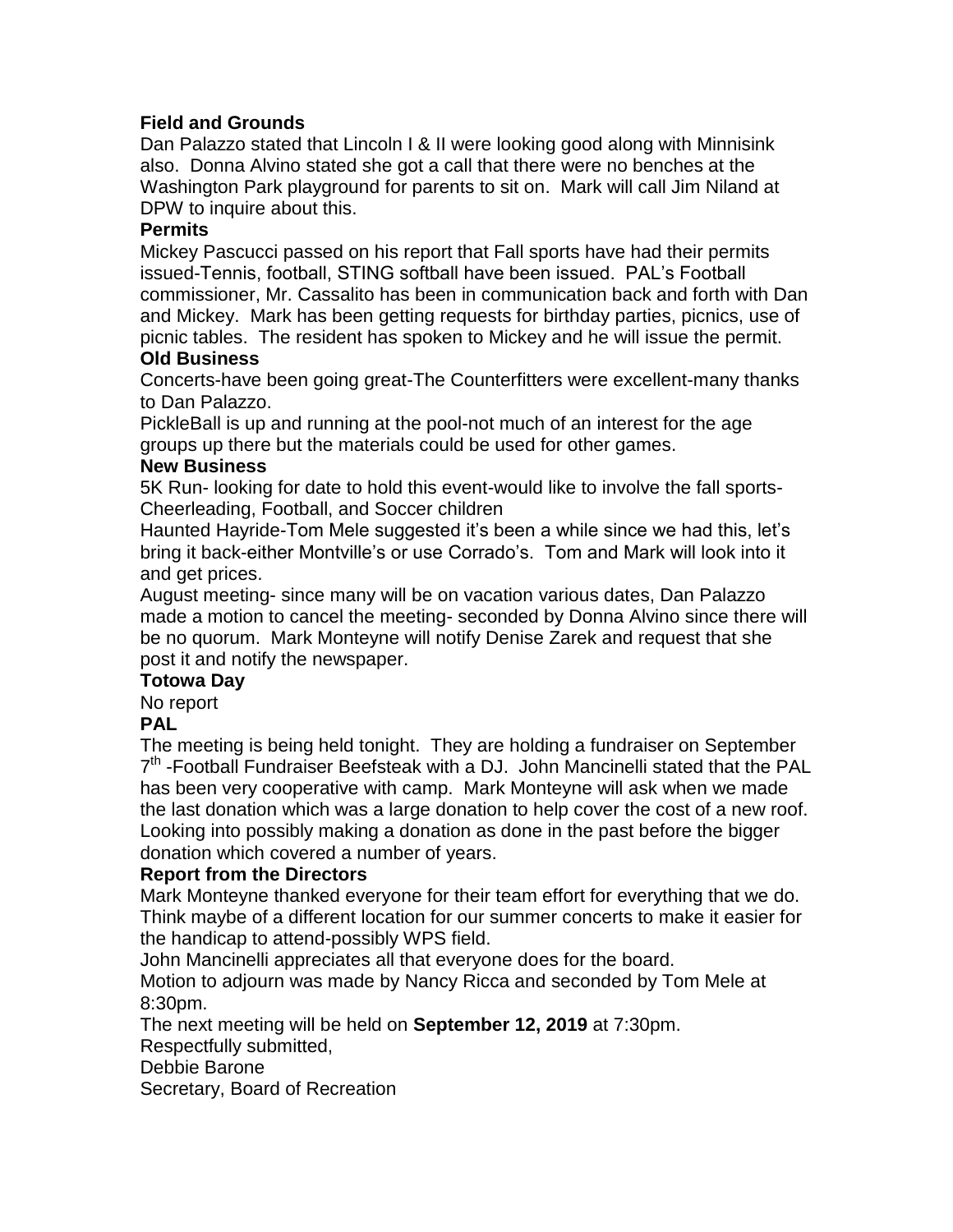**Field and Grounds**

Dan Palazzo stated that Lincoln I & II were looking good along with Minnisink also. Donna Alvino stated she got a call that there were no benches at the Washington Park playground for parents to sit on. Mark will call Jim Niland at DPW to inquire about this.

**Permits**

Mickey Pascucci passed on his report that Fall sports have had their permits issued-Tennis, football, STING softball have been issued. PAL's Football commissioner, Mr. Cassalito has been in communication back and forth with Dan and Mickey. Mark has been getting requests for birthday parties, picnics, use of picnic tables. The resident has spoken to Mickey and he will issue the permit.

**Old Business**

Concerts-have been going great-The Counterfitters were excellent-many thanks to Dan Palazzo.

PickleBall is up and running at the pool-not much of an interest for the age groups up there but the materials could be used for other games.

**New Business**

5K Run- looking for date to hold this event-would like to involve the fall sports-Cheerleading, Football, and Soccer children

Haunted Hayride-Tom Mele suggested it's been a while since we had this, let's bring it back-either Montville's or use Corrado's. Tom and Mark will look into it and get prices.

August meeting- since many will be on vacation various dates, Dan Palazzo made a motion to cancel the meeting- seconded by Donna Alvino since there will be no quorum. Mark Monteyne will notify Denise Zarek and request that she post it and notify the newspaper.

**Totowa Day**

No report

**PAL**

The meeting is being held tonight. They are holding a fundraiser on September 7th -Football Fundraiser Beefsteak with a DJ. John Mancinelli stated that the PAL has been very cooperative with camp. Mark Monteyne will ask when we made the last donation which was a large donation to help cover the cost of a new roof. Looking into possibly making a donation as done in the past before the bigger donation which covered a number of years.

**Report from the Directors**

Mark Monteyne thanked everyone for their team effort for everything that we do. Think maybe of a different location for our summer concerts to make it easier for the handicap to attend-possibly WPS field.

John Mancinelli appreciates all that everyone does for the board.

Motion to adjourn was made by Nancy Ricca and seconded by Tom Mele at 8:30pm.

The next meeting will be held on **September 12, 2019** at 7:30pm.

Respectfully submitted,

Debbie Barone

Secretary, Board of Recreation